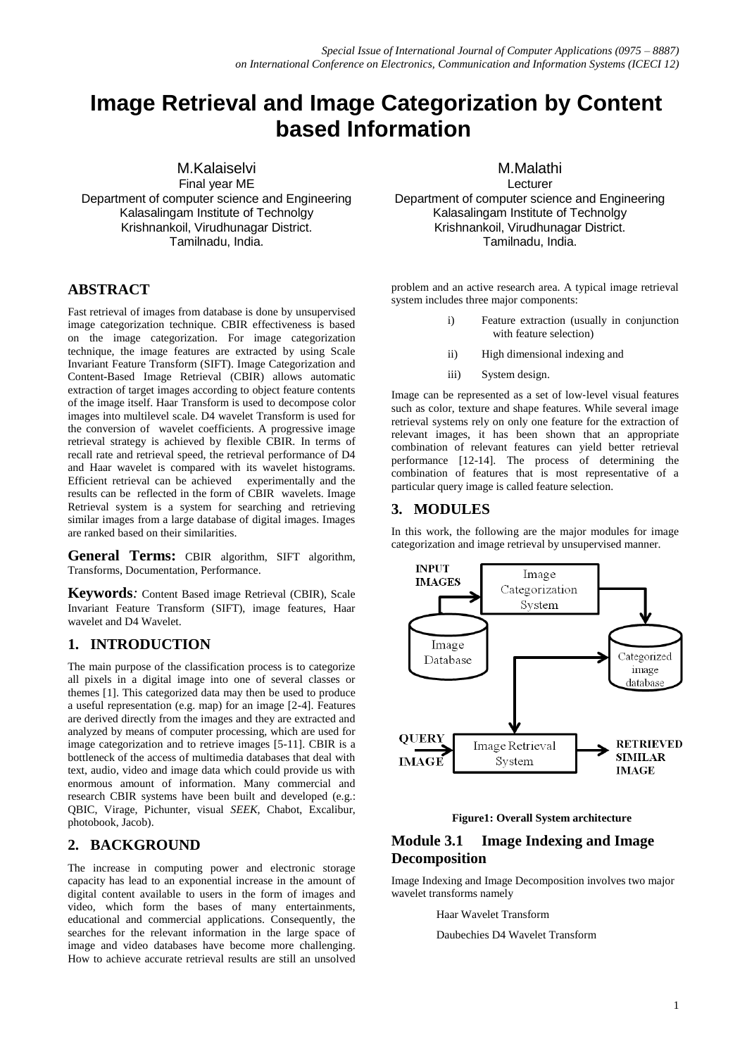# Image Retrieval and Image Categorization by Content based Information

M.Kalaiselvi
Final year ME
Department of computer science and Engineering
Kalasalingam Institute of Technolgy
Krishnankoil, Virudhunagar District.
Tamilnadu, India.

M.Malathi
Lecturer
Department of computer science and Engineering
Kalasalingam Institute of Technolgy
Krishnankoil, Virudhunagar District.
Tamilnadu, India.

## ABSTRACT

Fast retrieval of images from database is done by unsupervised image categorization technique. CBIR effectiveness is based on the image categorization. For image categorization technique, the image features are extracted by using Scale Invariant Feature Transform (SIFT). Image Categorization and Content-Based Image Retrieval (CBIR) allows automatic extraction of target images according to object feature contents of the image itself. Haar Transform is used to decompose color images into multilevel scale. D4 wavelet Transform is used for the conversion of wavelet coefficients. A progressive image retrieval strategy is achieved by flexible CBIR. In terms of recall rate and retrieval speed, the retrieval performance of D4 and Haar wavelet is compared with its wavelet histograms. Efficient retrieval can be achieved experimentally and the results can be reflected in the form of CBIR wavelets. Image Retrieval system is a system for searching and retrieving similar images from a large database of digital images. Images are ranked based on their similarities.

**General Terms:** CBIR algorithm, SIFT algorithm, Transforms, Documentation, Performance.

**Keywords**: Content Based image Retrieval (CBIR), Scale Invariant Feature Transform (SIFT), image features, Haar wavelet and D4 Wavelet.

## 1. INTRODUCTION

The main purpose of the classification process is to categorize all pixels in a digital image into one of several classes or themes [1]. This categorized data may then be used to produce a useful representation (e.g. map) for an image [2-4]. Features are derived directly from the images and they are extracted and analyzed by means of computer processing, which are used for image categorization and to retrieve images [5-11]. CBIR is a bottleneck of the access of multimedia databases that deal with text, audio, video and image data which could provide us with enormous amount of information. Many commercial and research CBIR systems have been built and developed (e.g.: QBIC, Virage, Pichunter, visual *SEEK*, Chabot, Excalibur, photobook, Jacob).

## 2. BACKGROUND

The increase in computing power and electronic storage capacity has lead to an exponential increase in the amount of digital content available to users in the form of images and video, which form the bases of many entertainments, educational and commercial applications. Consequently, the searches for the relevant information in the large space of image and video databases have become more challenging. How to achieve accurate retrieval results are still an unsolved problem and an active research area. A typical image retrieval system includes three major components:

i) Feature extraction (usually in conjunction with feature selection)

ii) High dimensional indexing and

iii) System design.

Image can be represented as a set of low-level visual features such as color, texture and shape features. While several image retrieval systems rely on only one feature for the extraction of relevant images, it has been shown that an appropriate combination of relevant features can yield better retrieval performance [12-14]. The process of determining the combination of features that is most representative of a particular query image is called feature selection.

## 3. MODULES

In this work, the following are the major modules for image categorization and image retrieval by unsupervised manner.

INPUT IMAGES → Image Categorization System → Categorized image database
Image Database → Image Categorization System
Categorized image database → Image Retrieval System
QUERY IMAGE → Image Retrieval System → RETRIEVED SIMILAR IMAGE

**Figure1: Overall System architecture**

### Module 3.1 Image Indexing and Image Decomposition

Image Indexing and Image Decomposition involves two major wavelet transforms namely

Haar Wavelet Transform

Daubechies D4 Wavelet Transform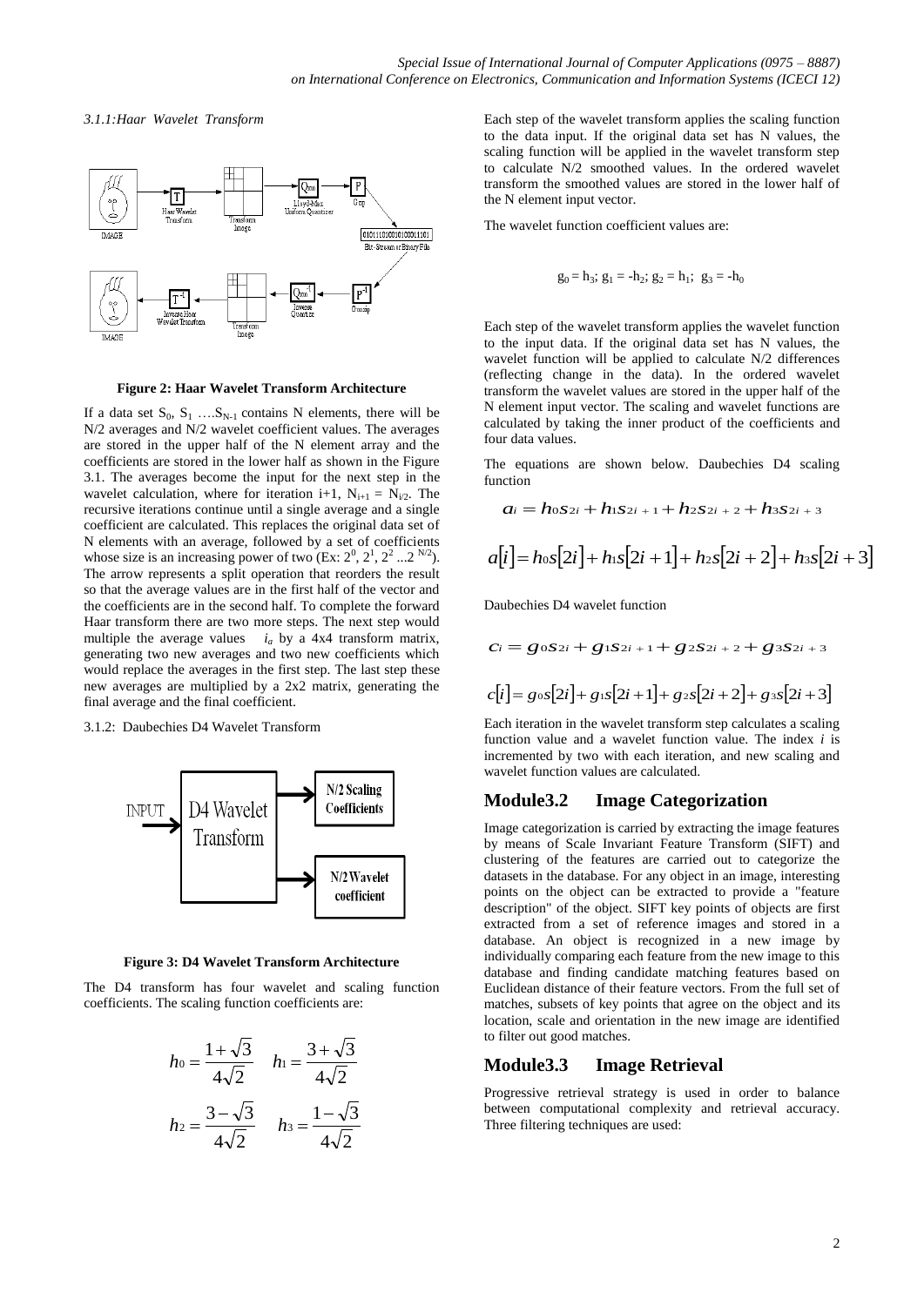*3.1.1:Haar Wavelet Transform*

**Figure 2: Haar Wavelet Transform Architecture**

If a data set $S_0$, $S_1$ ….$S_{N-1}$ contains N elements, there will be N/2 averages and N/2 wavelet coefficient values. The averages are stored in the upper half of the N element array and the coefficients are stored in the lower half as shown in the Figure 3.1. The averages become the input for the next step in the wavelet calculation, where for iteration i+1, $N_{i+1} = N_{i/2}$. The recursive iterations continue until a single average and a single coefficient are calculated. This replaces the original data set of N elements with an average, followed by a set of coefficients whose size is an increasing power of two (Ex: $2^0$, $2^1$, $2^2$ ...$2^{N/2}$). The arrow represents a split operation that reorders the result so that the average values are in the first half of the vector and the coefficients are in the second half. To complete the forward Haar transform there are two more steps. The next step would multiple the average values $i_a$ by a 4x4 transform matrix, generating two new averages and two new coefficients which would replace the averages in the first step. The last step these new averages are multiplied by a 2x2 matrix, generating the final average and the final coefficient.

3.1.2: Daubechies D4 Wavelet Transform

**Figure 3: D4 Wavelet Transform Architecture**

The D4 transform has four wavelet and scaling function coefficients. The scaling function coefficients are:

$$h_0 = \frac{1+\sqrt{3}}{4\sqrt{2}} \quad h_1 = \frac{3+\sqrt{3}}{4\sqrt{2}}$$

$$h_2 = \frac{3-\sqrt{3}}{4\sqrt{2}} \quad h_3 = \frac{1-\sqrt{3}}{4\sqrt{2}}$$

Each step of the wavelet transform applies the scaling function to the data input. If the original data set has N values, the scaling function will be applied in the wavelet transform step to calculate N/2 smoothed values. In the ordered wavelet transform the smoothed values are stored in the lower half of the N element input vector.

The wavelet function coefficient values are:

$$g_0 = h_3;\ g_1 = -h_2;\ g_2 = h_1;\ \ g_3 = -h_0$$

Each step of the wavelet transform applies the wavelet function to the input data. If the original data set has N values, the wavelet function will be applied to calculate N/2 differences (reflecting change in the data). In the ordered wavelet transform the wavelet values are stored in the upper half of the N element input vector. The scaling and wavelet functions are calculated by taking the inner product of the coefficients and four data values.

The equations are shown below. Daubechies D4 scaling function

$$a_i = h_0 s_{2i} + h_1 s_{2i+1} + h_2 s_{2i+2} + h_3 s_{2i+3}$$

$$a[i] = h_0 s[2i] + h_1 s[2i+1] + h_2 s[2i+2] + h_3 s[2i+3]$$

Daubechies D4 wavelet function

$$c_i = g_0 s_{2i} + g_1 s_{2i+1} + g_2 s_{2i+2} + g_3 s_{2i+3}$$

$$c[i] = g_0 s[2i] + g_1 s[2i+1] + g_2 s[2i+2] + g_3 s[2i+3]$$

Each iteration in the wavelet transform step calculates a scaling function value and a wavelet function value. The index *i* is incremented by two with each iteration, and new scaling and wavelet function values are calculated.

## Module3.2 Image Categorization

Image categorization is carried by extracting the image features by means of Scale Invariant Feature Transform (SIFT) and clustering of the features are carried out to categorize the datasets in the database. For any object in an image, interesting points on the object can be extracted to provide a "feature description" of the object. SIFT key points of objects are first extracted from a set of reference images and stored in a database. An object is recognized in a new image by individually comparing each feature from the new image to this database and finding candidate matching features based on Euclidean distance of their feature vectors. From the full set of matches, subsets of key points that agree on the object and its location, scale and orientation in the new image are identified to filter out good matches.

## Module3.3 Image Retrieval

Progressive retrieval strategy is used in order to balance between computational complexity and retrieval accuracy. Three filtering techniques are used: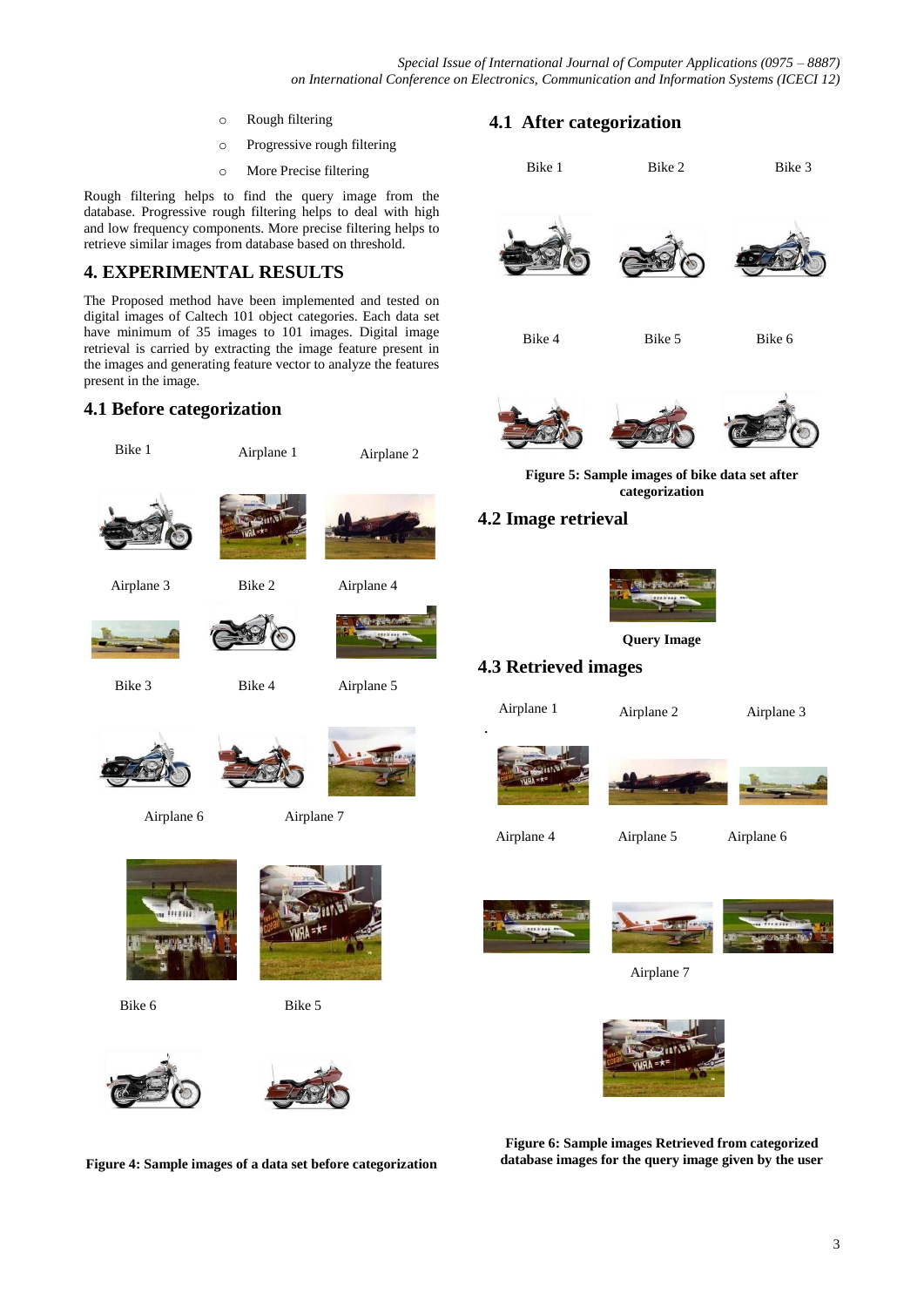- Rough filtering
- Progressive rough filtering
- More Precise filtering

Rough filtering helps to find the query image from the database. Progressive rough filtering helps to deal with high and low frequency components. More precise filtering helps to retrieve similar images from database based on threshold.

## 4. EXPERIMENTAL RESULTS

The Proposed method have been implemented and tested on digital images of Caltech 101 object categories. Each data set have minimum of 35 images to 101 images. Digital image retrieval is carried by extracting the image feature present in the images and generating feature vector to analyze the features present in the image.

### 4.1 Before categorization

Bike 1 Airplane 1 Airplane 2

Airplane 3 Bike 2 Airplane 4

Bike 3 Bike 4 Airplane 5

Airplane 6 Airplane 7

Bike 6 Bike 5

**Figure 4: Sample images of a data set before categorization**

### 4.1 After categorization

Bike 1 Bike 2 Bike 3

Bike 4 Bike 5 Bike 6

**Figure 5: Sample images of bike data set after categorization**

### 4.2 Image retrieval

**Query Image**

### 4.3 Retrieved images

Airplane 1 Airplane 2 Airplane 3

Airplane 4 Airplane 5 Airplane 6

Airplane 7

**Figure 6: Sample images Retrieved from categorized database images for the query image given by the user**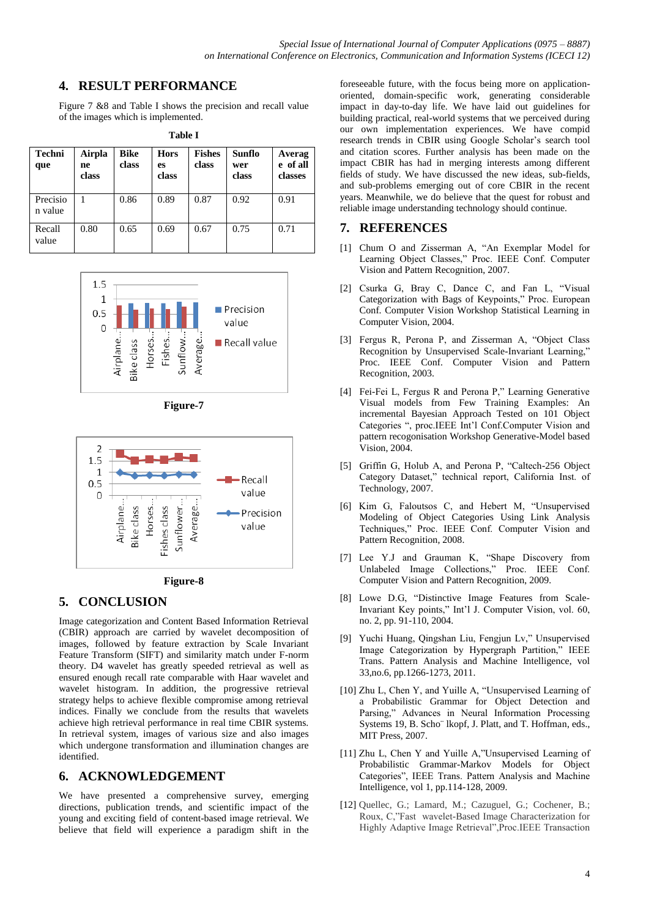## 4. RESULT PERFORMANCE

Figure 7 &8 and Table I shows the precision and recall value of the images which is implemented.

**Table I**

| Technique | Airplane class | Bike class | Horses class | Fishes class | Sunflower class | Average of all classes |
|---|---|---|---|---|---|---|
| Precision value | 1 | 0.86 | 0.89 | 0.87 | 0.92 | 0.91 |
| Recall value | 0.80 | 0.65 | 0.69 | 0.67 | 0.75 | 0.71 |

**Figure-7**

**Figure-8**

## 5. CONCLUSION

Image categorization and Content Based Information Retrieval (CBIR) approach are carried by wavelet decomposition of images, followed by feature extraction by Scale Invariant Feature Transform (SIFT) and similarity match under F-norm theory. D4 wavelet has greatly speeded retrieval as well as ensured enough recall rate comparable with Haar wavelet and wavelet histogram. In addition, the progressive retrieval strategy helps to achieve flexible compromise among retrieval indices. Finally we conclude from the results that wavelets achieve high retrieval performance in real time CBIR systems. In retrieval system, images of various size and also images which undergone transformation and illumination changes are identified.

## 6. ACKNOWLEDGEMENT

We have presented a comprehensive survey, emerging directions, publication trends, and scientific impact of the young and exciting field of content-based image retrieval. We believe that field will experience a paradigm shift in the foreseeable future, with the focus being more on application-oriented, domain-specific work, generating considerable impact in day-to-day life. We have laid out guidelines for building practical, real-world systems that we perceived during our own implementation experiences. We have compid research trends in CBIR using Google Scholar's search tool and citation scores. Further analysis has been made on the impact CBIR has had in merging interests among different fields of study. We have discussed the new ideas, sub-fields, and sub-problems emerging out of core CBIR in the recent years. Meanwhile, we do believe that the quest for robust and reliable image understanding technology should continue.

## 7. REFERENCES

[1] Chum O and Zisserman A, "An Exemplar Model for Learning Object Classes," Proc. IEEE Conf. Computer Vision and Pattern Recognition, 2007.

[2] Csurka G, Bray C, Dance C, and Fan L, "Visual Categorization with Bags of Keypoints," Proc. European Conf. Computer Vision Workshop Statistical Learning in Computer Vision, 2004.

[3] Fergus R, Perona P, and Zisserman A, "Object Class Recognition by Unsupervised Scale-Invariant Learning," Proc. IEEE Conf. Computer Vision and Pattern Recognition, 2003.

[4] Fei-Fei L, Fergus R and Perona P," Learning Generative Visual models from Few Training Examples: An incremental Bayesian Approach Tested on 101 Object Categories ", proc.IEEE Int'l Conf.Computer Vision and pattern recogonisation Workshop Generative-Model based Vision, 2004.

[5] Griffin G, Holub A, and Perona P, "Caltech-256 Object Category Dataset," technical report, California Inst. of Technology, 2007.

[6] Kim G, Faloutsos C, and Hebert M, "Unsupervised Modeling of Object Categories Using Link Analysis Techniques," Proc. IEEE Conf. Computer Vision and Pattern Recognition, 2008.

[7] Lee Y.J and Grauman K, "Shape Discovery from Unlabeled Image Collections," Proc. IEEE Conf. Computer Vision and Pattern Recognition, 2009.

[8] Lowe D.G, "Distinctive Image Features from Scale-Invariant Key points," Int'l J. Computer Vision, vol. 60, no. 2, pp. 91-110, 2004.

[9] Yuchi Huang, Qingshan Liu, Fengjun Lv," Unsupervised Image Categorization by Hypergraph Partition," IEEE Trans. Pattern Analysis and Machine Intelligence, vol 33,no.6, pp.1266-1273, 2011.

[10] Zhu L, Chen Y, and Yuille A, "Unsupervised Learning of a Probabilistic Grammar for Object Detection and Parsing," Advances in Neural Information Processing Systems 19, B. Scho¨ lkopf, J. Platt, and T. Hoffman, eds., MIT Press, 2007.

[11] Zhu L, Chen Y and Yuille A,"Unsupervised Learning of Probabilistic Grammar-Markov Models for Object Categories", IEEE Trans. Pattern Analysis and Machine Intelligence, vol 1, pp.114-128, 2009.

[12] Quellec, G.; Lamard, M.; Cazuguel, G.; Cochener, B.; Roux, C,"Fast wavelet-Based Image Characterization for Highly Adaptive Image Retrieval",Proc.IEEE Transaction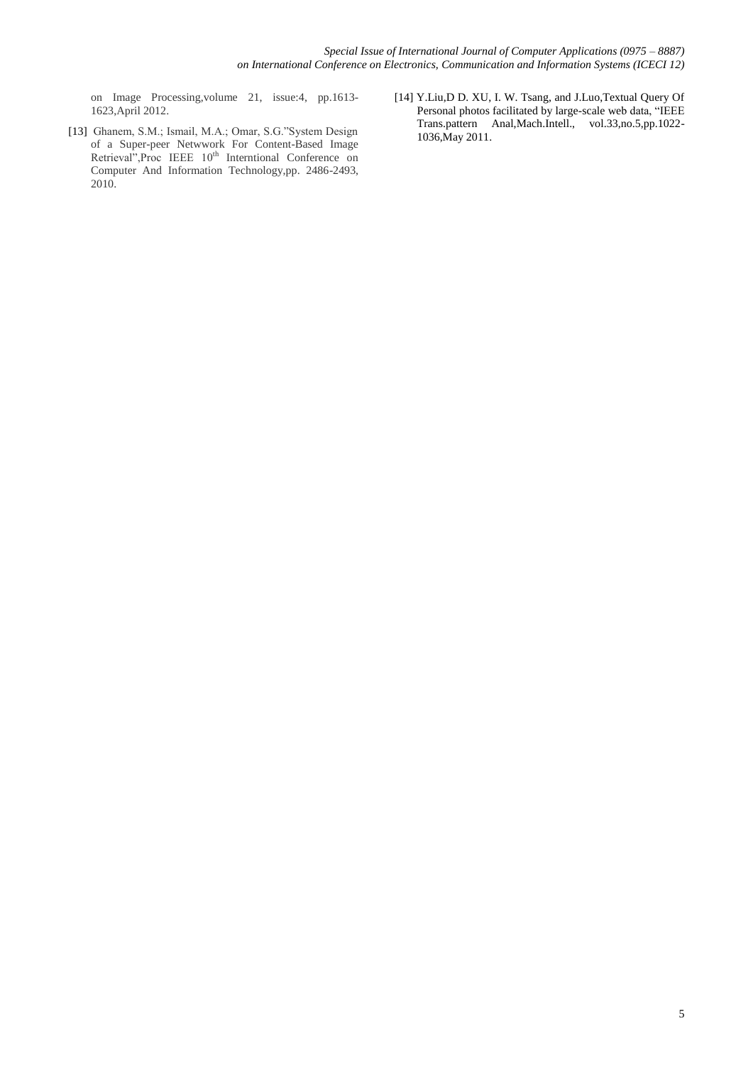on Image Processing,volume 21, issue:4, pp.1613-1623,April 2012.

[13] Ghanem, S.M.; Ismail, M.A.; Omar, S.G."System Design of a Super-peer Netwwork For Content-Based Image Retrieval",Proc IEEE 10th Interntional Conference on Computer And Information Technology,pp. 2486-2493, 2010.

[14] Y.Liu,D D. XU, I. W. Tsang, and J.Luo,Textual Query Of Personal photos facilitated by large-scale web data, "IEEE Trans.pattern Anal,Mach.Intell., vol.33,no.5,pp.1022-1036,May 2011.